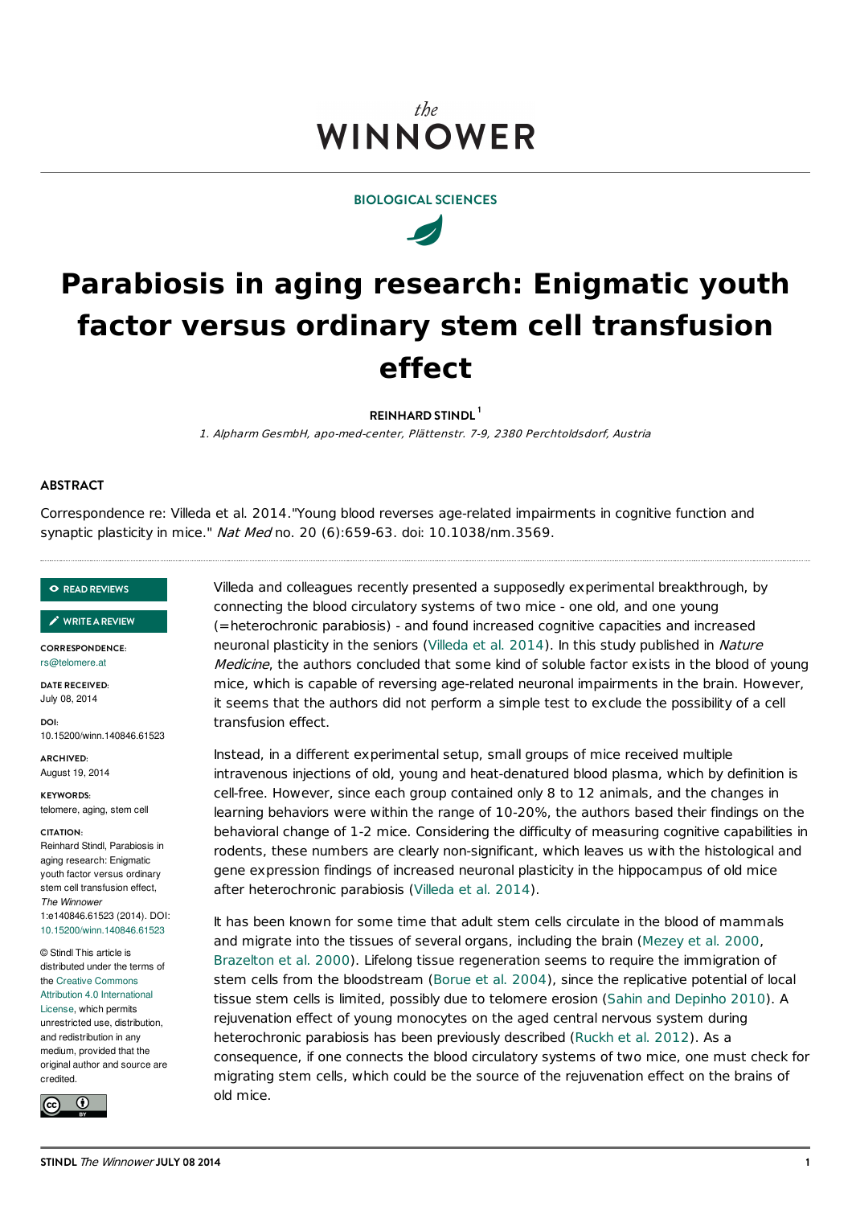the
WINNOWER

BIOLOGICAL SCIENCES

# Parabiosis in aging research: Enigmatic youth factor versus ordinary stem cell transfusion effect

**REINHARD STINDL** [1]

*1. Alpharm GesmbH, apo-med-center, Plättenstr. 7-9, 2380 Perchtoldsdorf, Austria*

## ABSTRACT

Correspondence re: Villeda et al. 2014."Young blood reverses age-related impairments in cognitive function and synaptic plasticity in mice." *Nat Med* no. 20 (6):659-63. doi: 10.1038/nm.3569.

READ REVIEWS

WRITE A REVIEW

**CORRESPONDENCE:** rs@telomere.at

**DATE RECEIVED:** July 08, 2014

**DOI:** 10.15200/winn.140846.61523

**ARCHIVED:** August 19, 2014

**KEYWORDS:** telomere, aging, stem cell

**CITATION:** Reinhard Stindl, Parabiosis in aging research: Enigmatic youth factor versus ordinary stem cell transfusion effect, *The Winnower* 1:e140846.61523 (2014). DOI: 10.15200/winn.140846.61523

© Stindl This article is distributed under the terms of the Creative Commons Attribution 4.0 International License, which permits unrestricted use, distribution, and redistribution in any medium, provided that the original author and source are credited.

Villeda and colleagues recently presented a supposedly experimental breakthrough, by connecting the blood circulatory systems of two mice - one old, and one young (=heterochronic parabiosis) - and found increased cognitive capacities and increased neuronal plasticity in the seniors (Villeda et al. 2014). In this study published in *Nature Medicine*, the authors concluded that some kind of soluble factor exists in the blood of young mice, which is capable of reversing age-related neuronal impairments in the brain. However, it seems that the authors did not perform a simple test to exclude the possibility of a cell transfusion effect.

Instead, in a different experimental setup, small groups of mice received multiple intravenous injections of old, young and heat-denatured blood plasma, which by definition is cell-free. However, since each group contained only 8 to 12 animals, and the changes in learning behaviors were within the range of 10-20%, the authors based their findings on the behavioral change of 1-2 mice. Considering the difficulty of measuring cognitive capabilities in rodents, these numbers are clearly non-significant, which leaves us with the histological and gene expression findings of increased neuronal plasticity in the hippocampus of old mice after heterochronic parabiosis (Villeda et al. 2014).

It has been known for some time that adult stem cells circulate in the blood of mammals and migrate into the tissues of several organs, including the brain (Mezey et al. 2000, Brazelton et al. 2000). Lifelong tissue regeneration seems to require the immigration of stem cells from the bloodstream (Borue et al. 2004), since the replicative potential of local tissue stem cells is limited, possibly due to telomere erosion (Sahin and Depinho 2010). A rejuvenation effect of young monocytes on the aged central nervous system during heterochronic parabiosis has been previously described (Ruckh et al. 2012). As a consequence, if one connects the blood circulatory systems of two mice, one must check for migrating stem cells, which could be the source of the rejuvenation effect on the brains of old mice.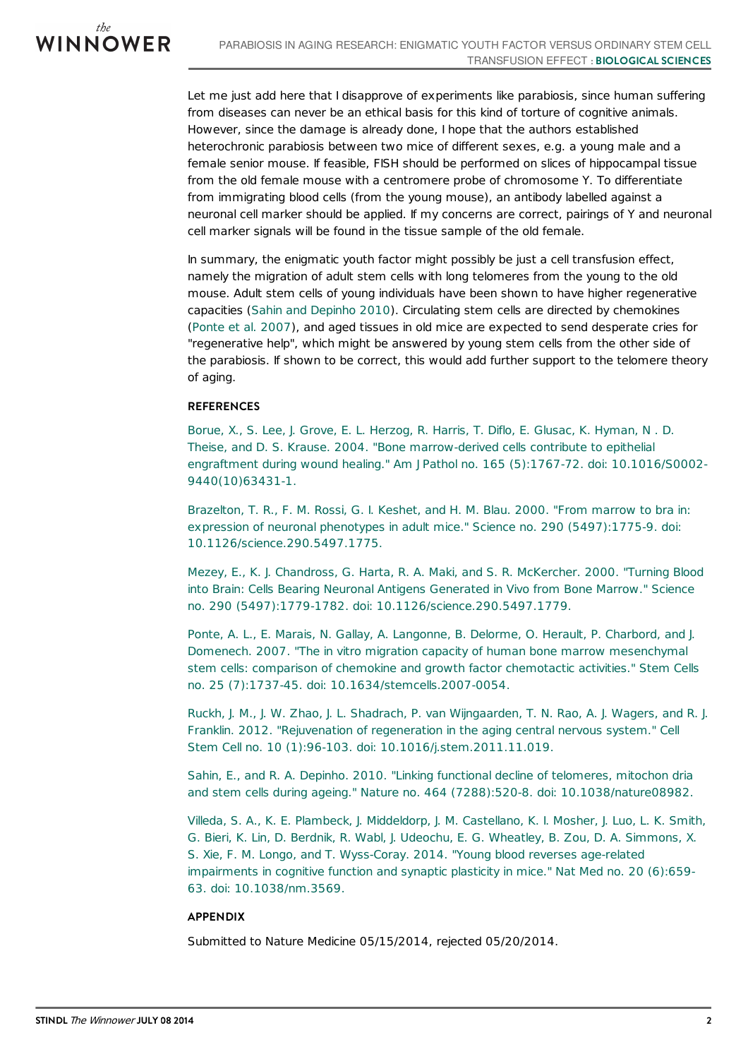Let me just add here that I disapprove of experiments like parabiosis, since human suffering from diseases can never be an ethical basis for this kind of torture of cognitive animals. However, since the damage is already done, I hope that the authors established heterochronic parabiosis between two mice of different sexes, e.g. a young male and a female senior mouse. If feasible, FISH should be performed on slices of hippocampal tissue from the old female mouse with a centromere probe of chromosome Y. To differentiate from immigrating blood cells (from the young mouse), an antibody labelled against a neuronal cell marker should be applied. If my concerns are correct, pairings of Y and neuronal cell marker signals will be found in the tissue sample of the old female.

In summary, the enigmatic youth factor might possibly be just a cell transfusion effect, namely the migration of adult stem cells with long telomeres from the young to the old mouse. Adult stem cells of young individuals have been shown to have higher regenerative capacities (Sahin and Depinho 2010). Circulating stem cells are directed by chemokines (Ponte et al. 2007), and aged tissues in old mice are expected to send desperate cries for "regenerative help", which might be answered by young stem cells from the other side of the parabiosis. If shown to be correct, this would add further support to the telomere theory of aging.

## REFERENCES

Borue, X., S. Lee, J. Grove, E. L. Herzog, R. Harris, T. Diflo, E. Glusac, K. Hyman, N . D. Theise, and D. S. Krause. 2004. "Bone marrow-derived cells contribute to epithelial engraftment during wound healing." Am J Pathol no. 165 (5):1767-72. doi: 10.1016/S0002-9440(10)63431-1.

Brazelton, T. R., F. M. Rossi, G. I. Keshet, and H. M. Blau. 2000. "From marrow to bra in: expression of neuronal phenotypes in adult mice." Science no. 290 (5497):1775-9. doi: 10.1126/science.290.5497.1775.

Mezey, E., K. J. Chandross, G. Harta, R. A. Maki, and S. R. McKercher. 2000. "Turning Blood into Brain: Cells Bearing Neuronal Antigens Generated in Vivo from Bone Marrow." Science no. 290 (5497):1779-1782. doi: 10.1126/science.290.5497.1779.

Ponte, A. L., E. Marais, N. Gallay, A. Langonne, B. Delorme, O. Herault, P. Charbord, and J. Domenech. 2007. "The in vitro migration capacity of human bone marrow mesenchymal stem cells: comparison of chemokine and growth factor chemotactic activities." Stem Cells no. 25 (7):1737-45. doi: 10.1634/stemcells.2007-0054.

Ruckh, J. M., J. W. Zhao, J. L. Shadrach, P. van Wijngaarden, T. N. Rao, A. J. Wagers, and R. J. Franklin. 2012. "Rejuvenation of regeneration in the aging central nervous system." Cell Stem Cell no. 10 (1):96-103. doi: 10.1016/j.stem.2011.11.019.

Sahin, E., and R. A. Depinho. 2010. "Linking functional decline of telomeres, mitochon dria and stem cells during ageing." Nature no. 464 (7288):520-8. doi: 10.1038/nature08982.

Villeda, S. A., K. E. Plambeck, J. Middeldorp, J. M. Castellano, K. I. Mosher, J. Luo, L. K. Smith, G. Bieri, K. Lin, D. Berdnik, R. Wabl, J. Udeochu, E. G. Wheatley, B. Zou, D. A. Simmons, X. S. Xie, F. M. Longo, and T. Wyss-Coray. 2014. "Young blood reverses age-related impairments in cognitive function and synaptic plasticity in mice." Nat Med no. 20 (6):659-63. doi: 10.1038/nm.3569.

## APPENDIX

Submitted to Nature Medicine 05/15/2014, rejected 05/20/2014.